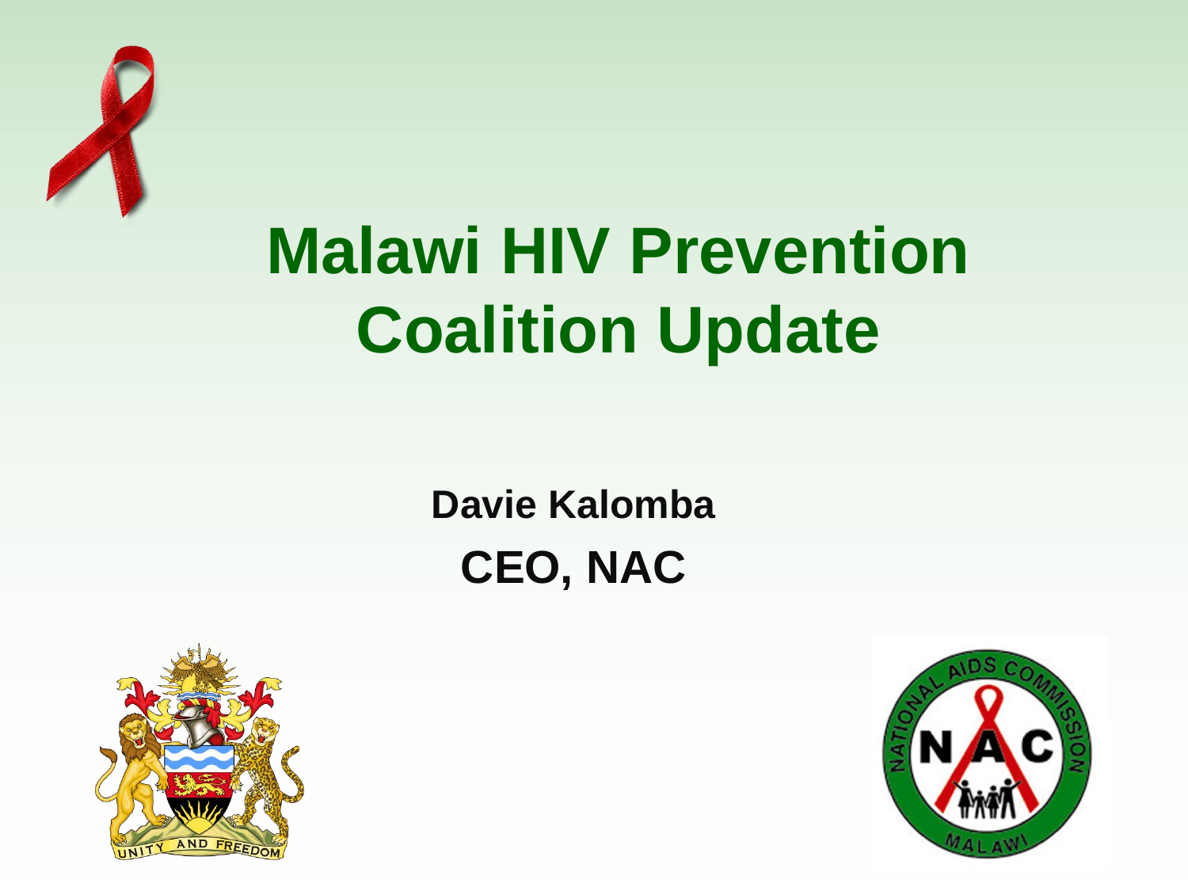# Malawi HIV Prevention Coalition Update

**Davie Kalomba**

**CEO, NAC**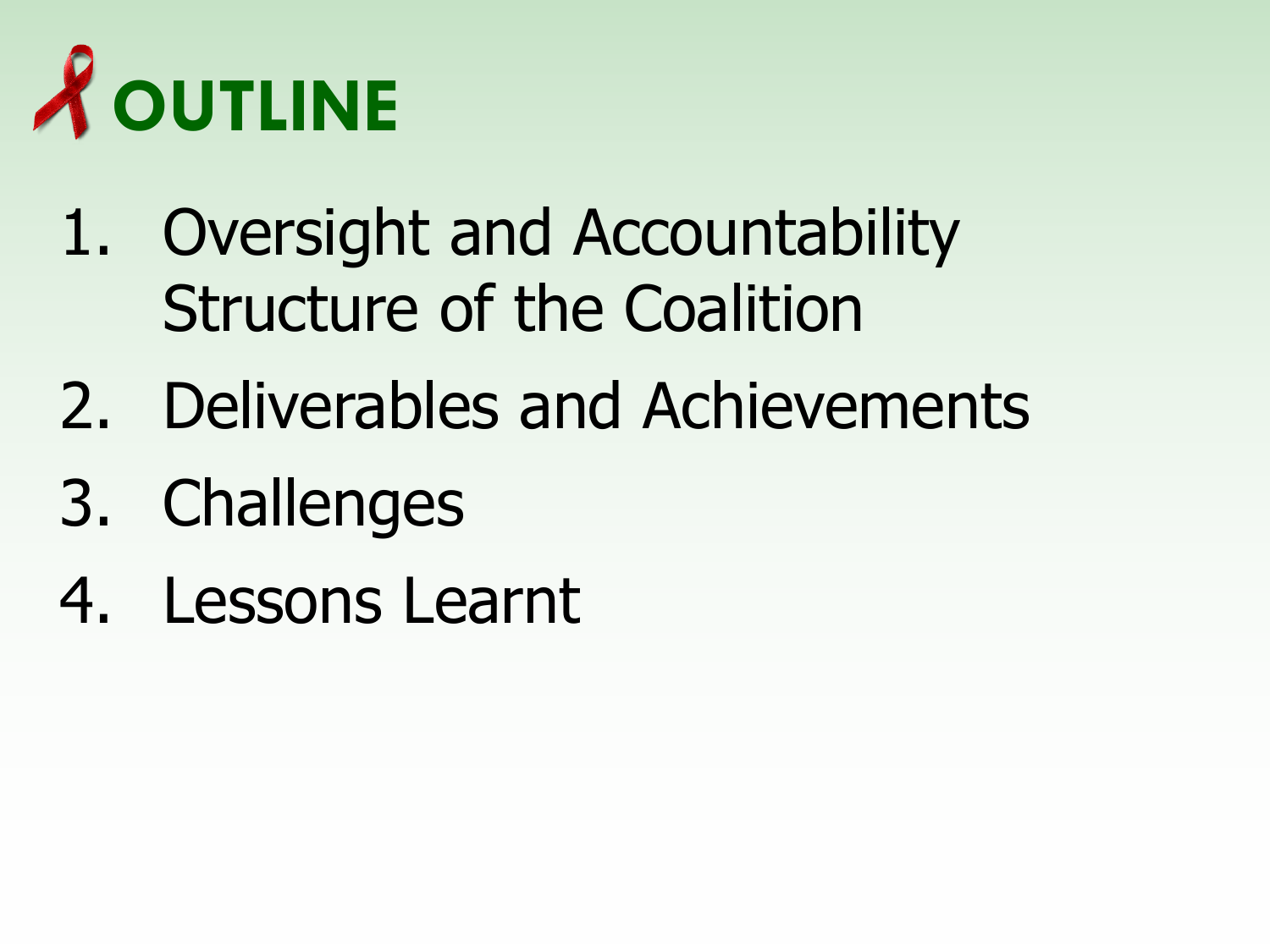# OUTLINE

1. Oversight and Accountability Structure of the Coalition
2. Deliverables and Achievements
3. Challenges
4. Lessons Learnt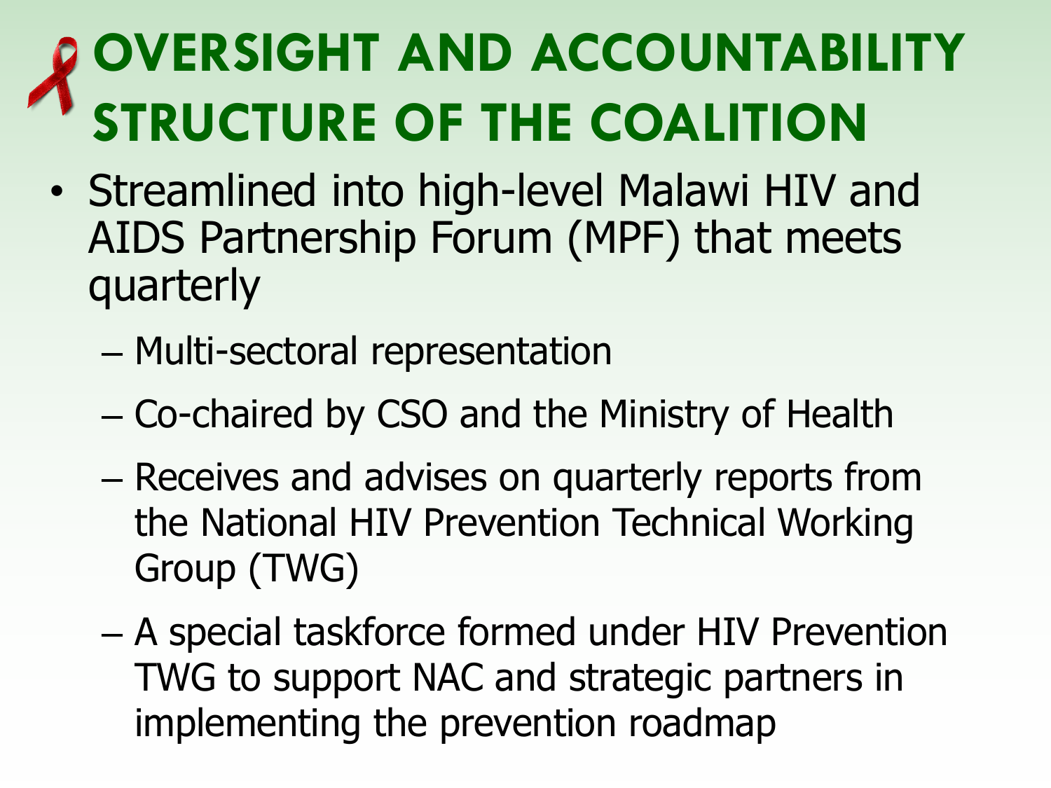# OVERSIGHT AND ACCOUNTABILITY STRUCTURE OF THE COALITION

- Streamlined into high-level Malawi HIV and AIDS Partnership Forum (MPF) that meets quarterly
  - Multi-sectoral representation
  - Co-chaired by CSO and the Ministry of Health
  - Receives and advises on quarterly reports from the National HIV Prevention Technical Working Group (TWG)
  - A special taskforce formed under HIV Prevention TWG to support NAC and strategic partners in implementing the prevention roadmap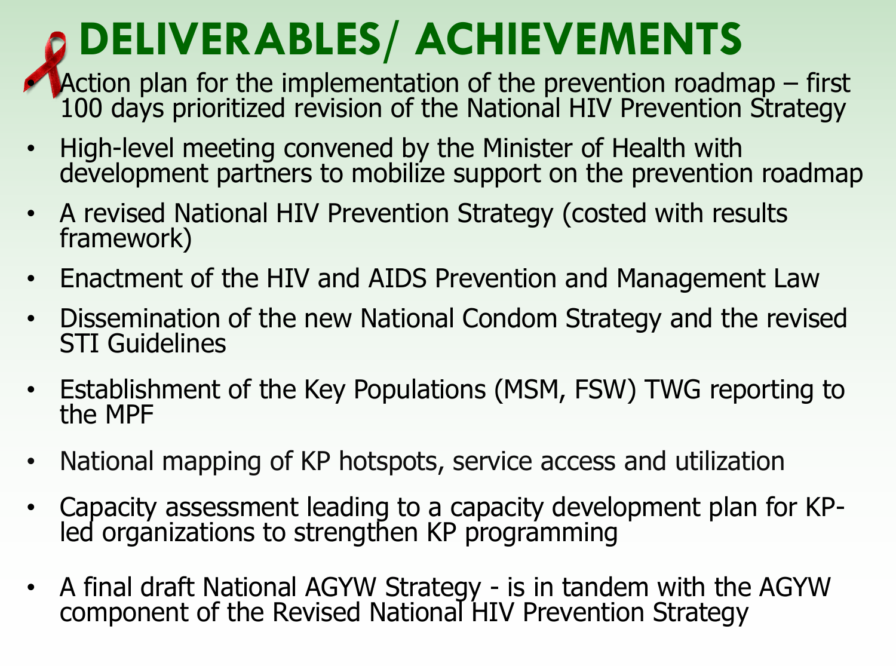# DELIVERABLES/ ACHIEVEMENTS

- Action plan for the implementation of the prevention roadmap – first 100 days prioritized revision of the National HIV Prevention Strategy
- High-level meeting convened by the Minister of Health with development partners to mobilize support on the prevention roadmap
- A revised National HIV Prevention Strategy (costed with results framework)
- Enactment of the HIV and AIDS Prevention and Management Law
- Dissemination of the new National Condom Strategy and the revised STI Guidelines
- Establishment of the Key Populations (MSM, FSW) TWG reporting to the MPF
- National mapping of KP hotspots, service access and utilization
- Capacity assessment leading to a capacity development plan for KP-led organizations to strengthen KP programming
- A final draft National AGYW Strategy - is in tandem with the AGYW component of the Revised National HIV Prevention Strategy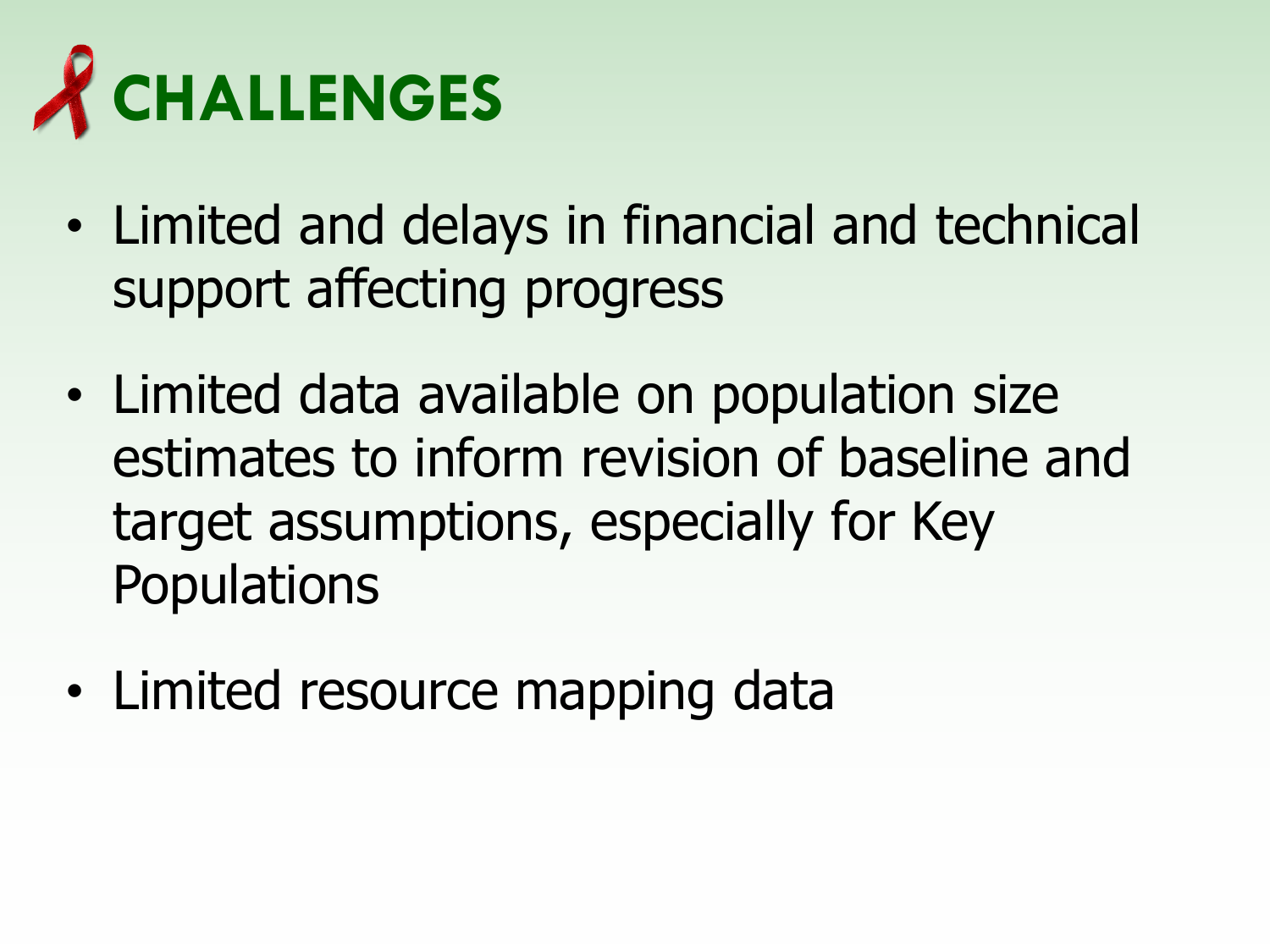# CHALLENGES

- Limited and delays in financial and technical support affecting progress
- Limited data available on population size estimates to inform revision of baseline and target assumptions, especially for Key Populations
- Limited resource mapping data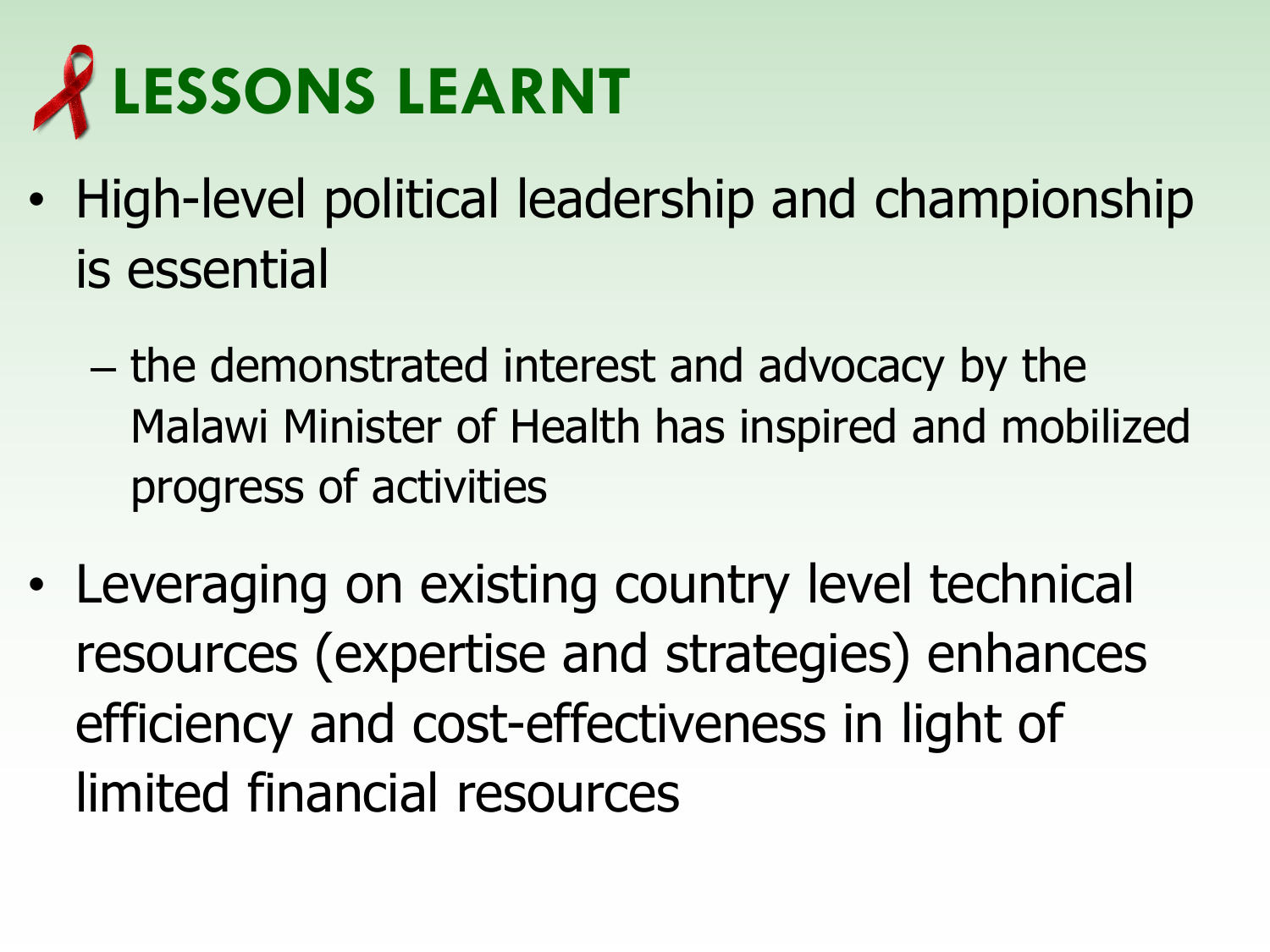# LESSONS LEARNT

- High-level political leadership and championship is essential
  - the demonstrated interest and advocacy by the Malawi Minister of Health has inspired and mobilized progress of activities
- Leveraging on existing country level technical resources (expertise and strategies) enhances efficiency and cost-effectiveness in light of limited financial resources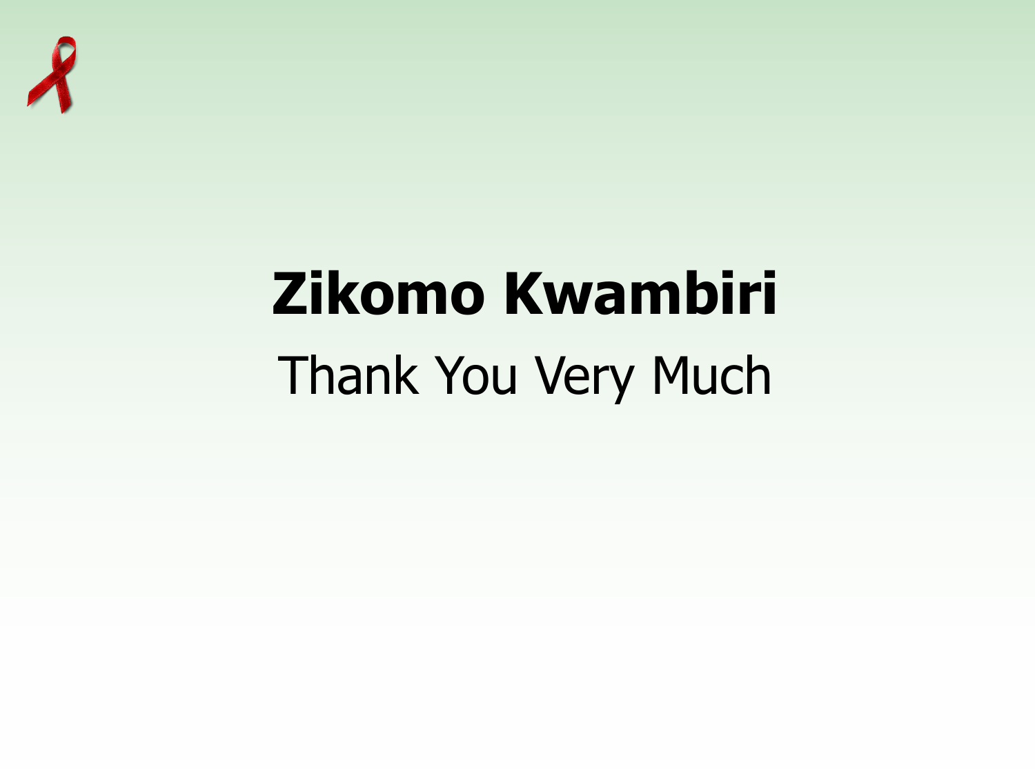**Zikomo Kwambiri**

Thank You Very Much